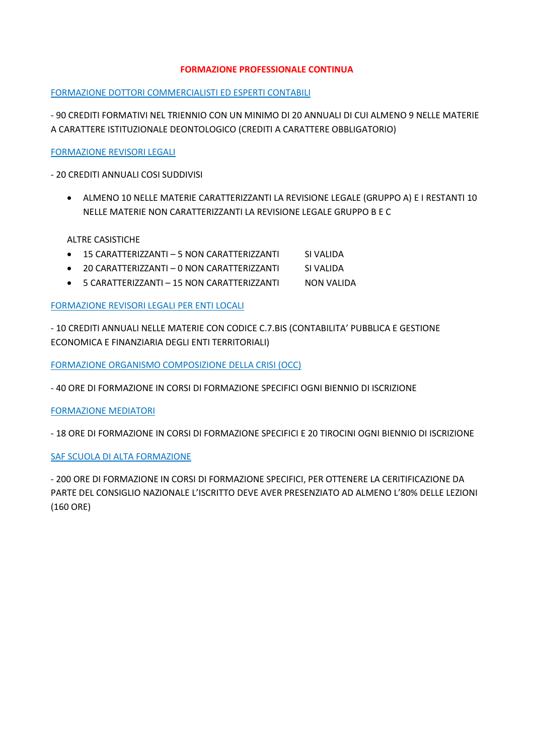# FORMAZIONE PROFESSIONALE CONTINUA

## FORMAZIONE DOTTORI COMMERCIALISTI ED ESPERTI CONTABILI

- 90 CREDITI FORMATIVI NEL TRIENNIO CON UN MINIMO DI 20 ANNUALI DI CUI ALMENO 9 NELLE MATERIE A CARATTERE ISTITUZIONALE DEONTOLOGICO (CREDITI A CARATTERE OBBLIGATORIO)

## FORMAZIONE REVISORI LEGALI

- 20 CREDITI ANNUALI COSI SUDDIVISI

  - ALMENO 10 NELLE MATERIE CARATTERIZZANTI LA REVISIONE LEGALE (GRUPPO A) E I RESTANTI 10 NELLE MATERIE NON CARATTERIZZANTI LA REVISIONE LEGALE GRUPPO B E C

ALTRE CASISTICHE

| | |
|---|---|
| 15 CARATTERIZZANTI – 5 NON CARATTERIZZANTI | SI VALIDA |
| 20 CARATTERIZZANTI – 0 NON CARATTERIZZANTI | SI VALIDA |
| 5 CARATTERIZZANTI – 15 NON CARATTERIZZANTI | NON VALIDA |

## FORMAZIONE REVISORI LEGALI PER ENTI LOCALI

- 10 CREDITI ANNUALI NELLE MATERIE CON CODICE C.7.BIS (CONTABILITA' PUBBLICA E GESTIONE ECONOMICA E FINANZIARIA DEGLI ENTI TERRITORIALI)

## FORMAZIONE ORGANISMO COMPOSIZIONE DELLA CRISI (OCC)

- 40 ORE DI FORMAZIONE IN CORSI DI FORMAZIONE SPECIFICI OGNI BIENNIO DI ISCRIZIONE

## FORMAZIONE MEDIATORI

- 18 ORE DI FORMAZIONE IN CORSI DI FORMAZIONE SPECIFICI E 20 TIROCINI OGNI BIENNIO DI ISCRIZIONE

## SAF SCUOLA DI ALTA FORMAZIONE

- 200 ORE DI FORMAZIONE IN CORSI DI FORMAZIONE SPECIFICI, PER OTTENERE LA CERITIFICAZIONE DA PARTE DEL CONSIGLIO NAZIONALE L'ISCRITTO DEVE AVER PRESENZIATO AD ALMENO L'80% DELLE LEZIONI (160 ORE)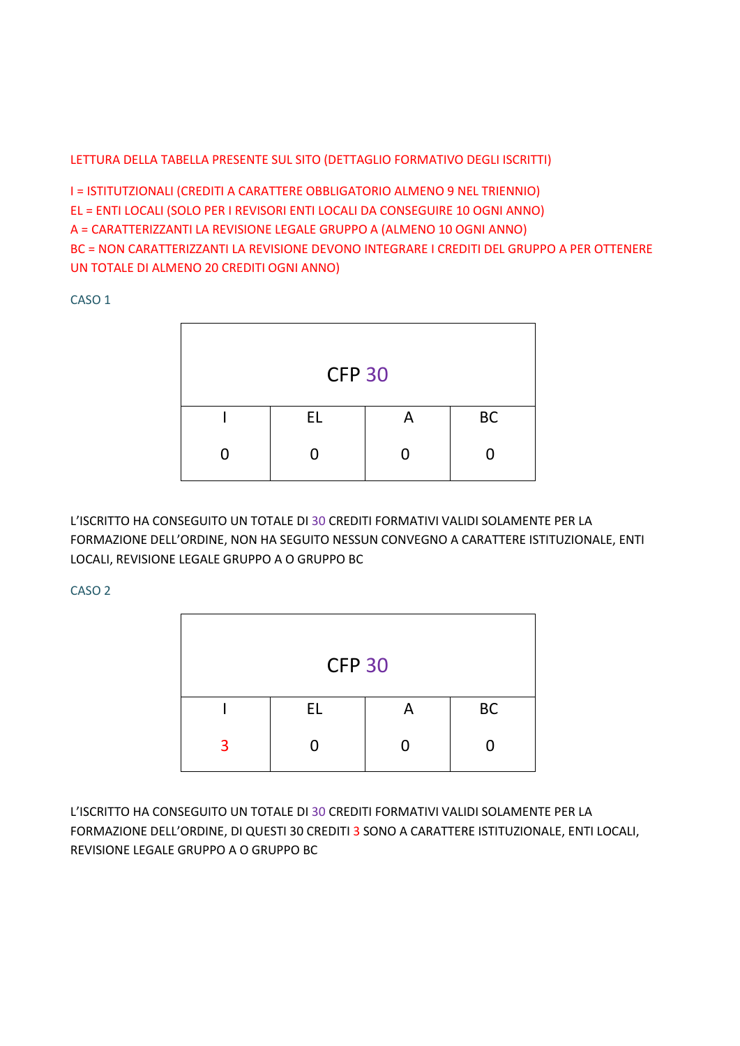LETTURA DELLA TABELLA PRESENTE SUL SITO (DETTAGLIO FORMATIVO DEGLI ISCRITTI)

I = ISTITUTZIONALI (CREDITI A CARATTERE OBBLIGATORIO ALMENO 9 NEL TRIENNIO)
EL = ENTI LOCALI (SOLO PER I REVISORI ENTI LOCALI DA CONSEGUIRE 10 OGNI ANNO)
A = CARATTERIZZANTI LA REVISIONE LEGALE GRUPPO A (ALMENO 10 OGNI ANNO)
BC = NON CARATTERIZZANTI LA REVISIONE DEVONO INTEGRARE I CREDITI DEL GRUPPO A PER OTTENERE UN TOTALE DI ALMENO 20 CREDITI OGNI ANNO)

CASO 1

| CFP 30 | | | |
|---|---|---|---|
| I | EL | A | BC |
| 0 | 0 | 0 | 0 |

L'ISCRITTO HA CONSEGUITO UN TOTALE DI 30 CREDITI FORMATIVI VALIDI SOLAMENTE PER LA FORMAZIONE DELL'ORDINE, NON HA SEGUITO NESSUN CONVEGNO A CARATTERE ISTITUZIONALE, ENTI LOCALI, REVISIONE LEGALE GRUPPO A O GRUPPO BC

CASO 2

| CFP 30 | | | |
|---|---|---|---|
| I | EL | A | BC |
| 3 | 0 | 0 | 0 |

L'ISCRITTO HA CONSEGUITO UN TOTALE DI 30 CREDITI FORMATIVI VALIDI SOLAMENTE PER LA FORMAZIONE DELL'ORDINE, DI QUESTI 30 CREDITI 3 SONO A CARATTERE ISTITUZIONALE, ENTI LOCALI, REVISIONE LEGALE GRUPPO A O GRUPPO BC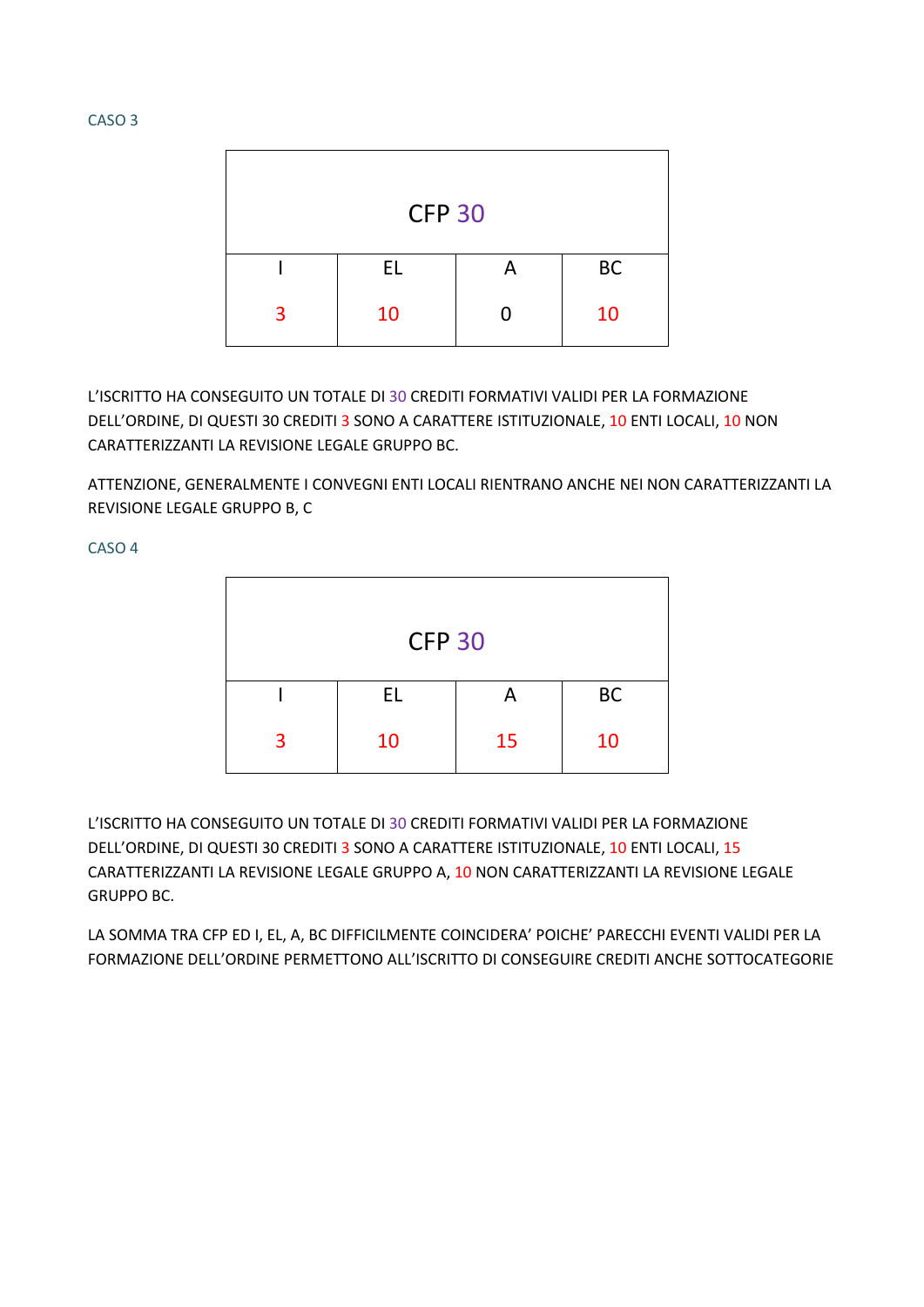CASO 3

| CFP 30 | | | |
|---|---|---|---|
| I | EL | A | BC |
| 3 | 10 | 0 | 10 |

L'ISCRITTO HA CONSEGUITO UN TOTALE DI 30 CREDITI FORMATIVI VALIDI PER LA FORMAZIONE DELL'ORDINE, DI QUESTI 30 CREDITI 3 SONO A CARATTERE ISTITUZIONALE, 10 ENTI LOCALI, 10 NON CARATTERIZZANTI LA REVISIONE LEGALE GRUPPO BC.

ATTENZIONE, GENERALMENTE I CONVEGNI ENTI LOCALI RIENTRANO ANCHE NEI NON CARATTERIZZANTI LA REVISIONE LEGALE GRUPPO B, C

CASO 4

| CFP 30 | | | |
|---|---|---|---|
| I | EL | A | BC |
| 3 | 10 | 15 | 10 |

L'ISCRITTO HA CONSEGUITO UN TOTALE DI 30 CREDITI FORMATIVI VALIDI PER LA FORMAZIONE DELL'ORDINE, DI QUESTI 30 CREDITI 3 SONO A CARATTERE ISTITUZIONALE, 10 ENTI LOCALI, 15 CARATTERIZZANTI LA REVISIONE LEGALE GRUPPO A, 10 NON CARATTERIZZANTI LA REVISIONE LEGALE GRUPPO BC.

LA SOMMA TRA CFP ED I, EL, A, BC DIFFICILMENTE COINCIDERA' POICHE' PARECCHI EVENTI VALIDI PER LA FORMAZIONE DELL'ORDINE PERMETTONO ALL'ISCRITTO DI CONSEGUIRE CREDITI ANCHE SOTTOCATEGORIE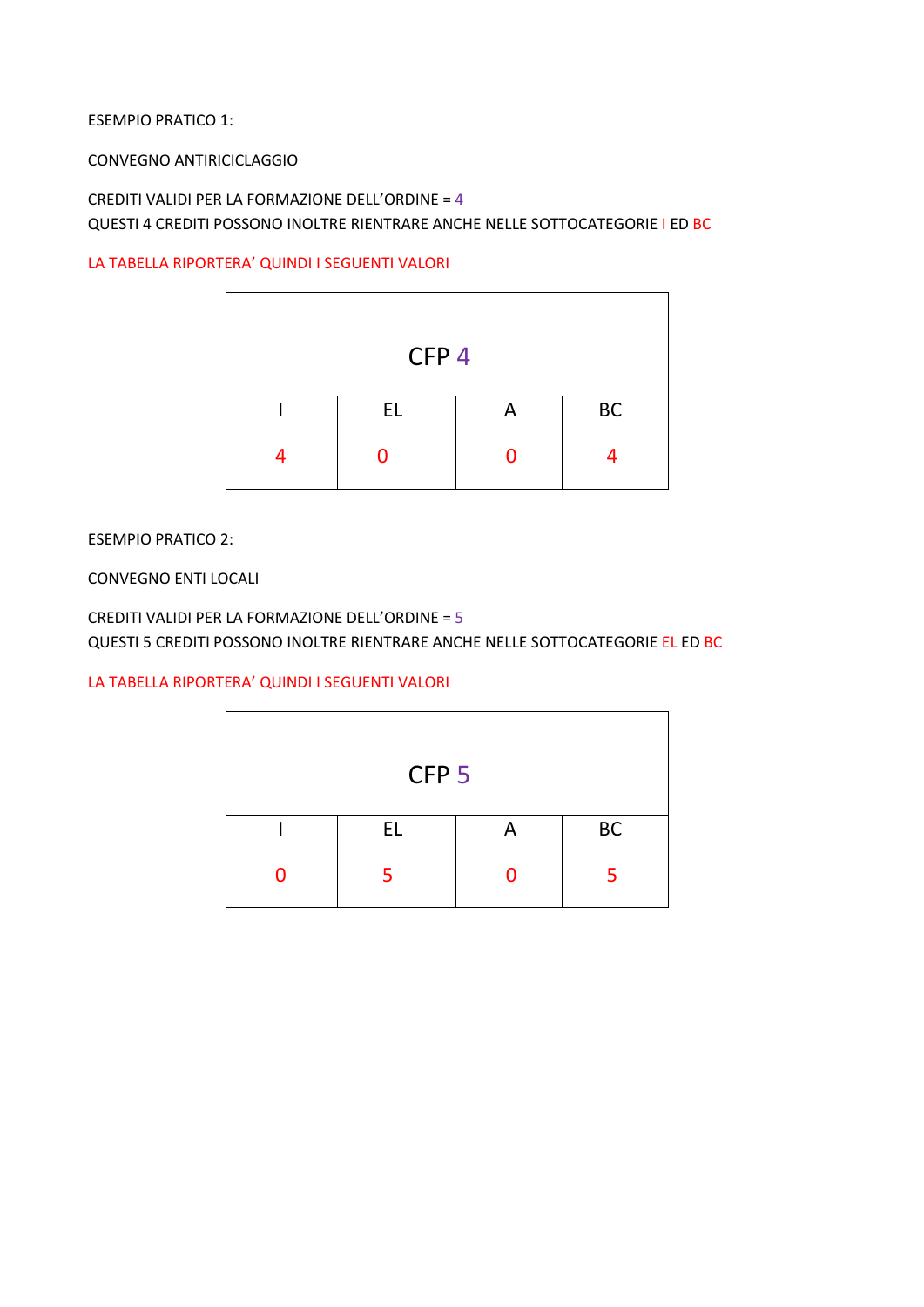ESEMPIO PRATICO 1:

CONVEGNO ANTIRICICLAGGIO

CREDITI VALIDI PER LA FORMAZIONE DELL'ORDINE = 4
QUESTI 4 CREDITI POSSONO INOLTRE RIENTRARE ANCHE NELLE SOTTOCATEGORIE I ED BC

LA TABELLA RIPORTERA' QUINDI I SEGUENTI VALORI

| CFP 4 | | | |
|---|---|---|---|
| I | EL | A | BC |
| 4 | 0 | 0 | 4 |

ESEMPIO PRATICO 2:

CONVEGNO ENTI LOCALI

CREDITI VALIDI PER LA FORMAZIONE DELL'ORDINE = 5
QUESTI 5 CREDITI POSSONO INOLTRE RIENTRARE ANCHE NELLE SOTTOCATEGORIE EL ED BC

LA TABELLA RIPORTERA' QUINDI I SEGUENTI VALORI

| CFP 5 | | | |
|---|---|---|---|
| I | EL | A | BC |
| 0 | 5 | 0 | 5 |